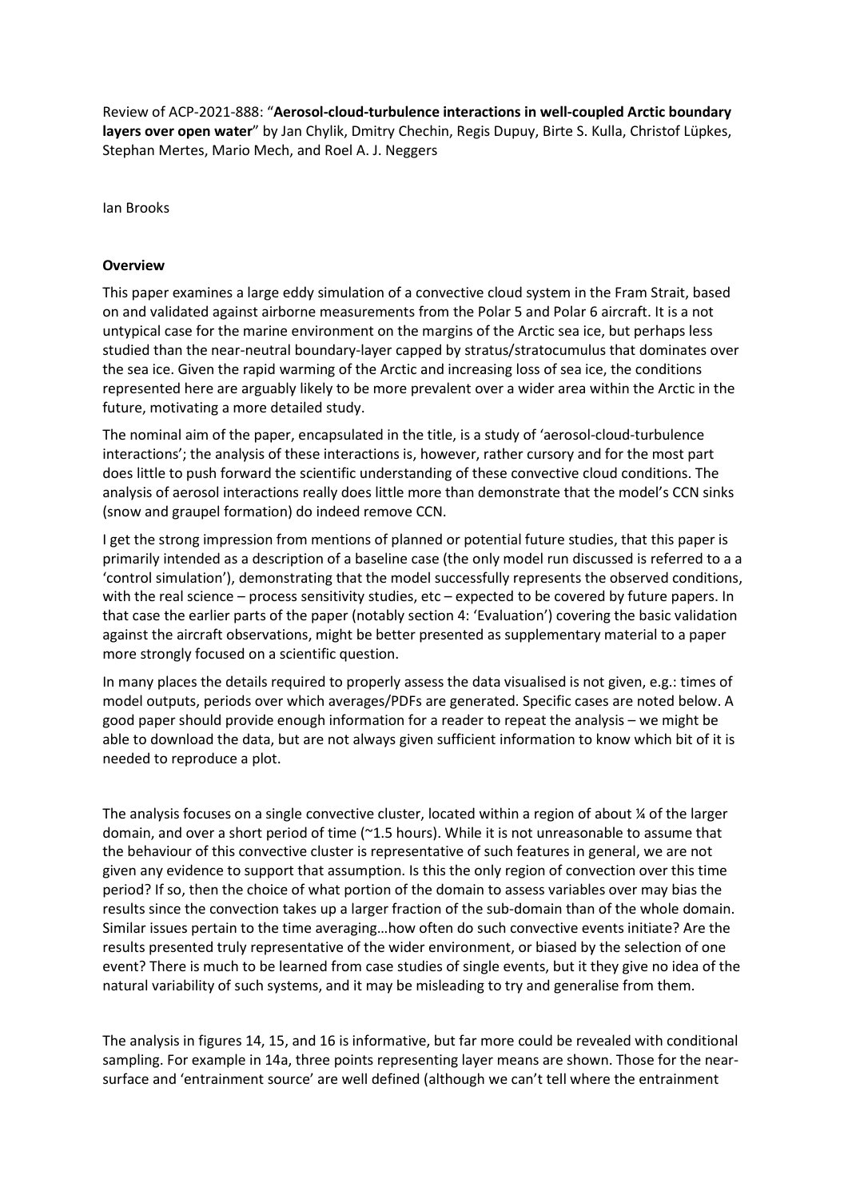Review of ACP-2021-888: "**Aerosol-cloud-turbulence interactions in well-coupled Arctic boundary layers over open water**" by Jan Chylik, Dmitry Chechin, Regis Dupuy, Birte S. Kulla, Christof Lüpkes, Stephan Mertes, Mario Mech, and Roel A. J. Neggers

Ian Brooks

**Overview**

This paper examines a large eddy simulation of a convective cloud system in the Fram Strait, based on and validated against airborne measurements from the Polar 5 and Polar 6 aircraft. It is a not untypical case for the marine environment on the margins of the Arctic sea ice, but perhaps less studied than the near-neutral boundary-layer capped by stratus/stratocumulus that dominates over the sea ice. Given the rapid warming of the Arctic and increasing loss of sea ice, the conditions represented here are arguably likely to be more prevalent over a wider area within the Arctic in the future, motivating a more detailed study.

The nominal aim of the paper, encapsulated in the title, is a study of 'aerosol-cloud-turbulence interactions'; the analysis of these interactions is, however, rather cursory and for the most part does little to push forward the scientific understanding of these convective cloud conditions. The analysis of aerosol interactions really does little more than demonstrate that the model's CCN sinks (snow and graupel formation) do indeed remove CCN.

I get the strong impression from mentions of planned or potential future studies, that this paper is primarily intended as a description of a baseline case (the only model run discussed is referred to a a 'control simulation'), demonstrating that the model successfully represents the observed conditions, with the real science – process sensitivity studies, etc – expected to be covered by future papers. In that case the earlier parts of the paper (notably section 4: 'Evaluation') covering the basic validation against the aircraft observations, might be better presented as supplementary material to a paper more strongly focused on a scientific question.

In many places the details required to properly assess the data visualised is not given, e.g.: times of model outputs, periods over which averages/PDFs are generated. Specific cases are noted below. A good paper should provide enough information for a reader to repeat the analysis – we might be able to download the data, but are not always given sufficient information to know which bit of it is needed to reproduce a plot.

The analysis focuses on a single convective cluster, located within a region of about ¼ of the larger domain, and over a short period of time (~1.5 hours). While it is not unreasonable to assume that the behaviour of this convective cluster is representative of such features in general, we are not given any evidence to support that assumption. Is this the only region of convection over this time period? If so, then the choice of what portion of the domain to assess variables over may bias the results since the convection takes up a larger fraction of the sub-domain than of the whole domain. Similar issues pertain to the time averaging…how often do such convective events initiate? Are the results presented truly representative of the wider environment, or biased by the selection of one event? There is much to be learned from case studies of single events, but it they give no idea of the natural variability of such systems, and it may be misleading to try and generalise from them.

The analysis in figures 14, 15, and 16 is informative, but far more could be revealed with conditional sampling. For example in 14a, three points representing layer means are shown. Those for the near-surface and 'entrainment source' are well defined (although we can't tell where the entrainment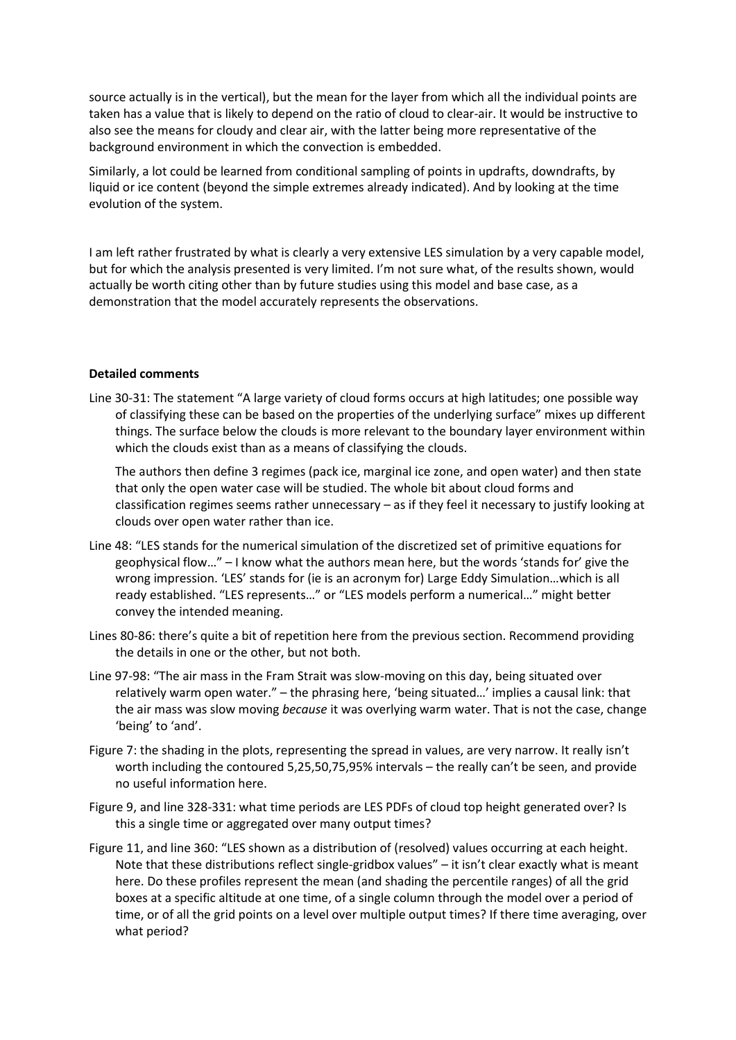source actually is in the vertical), but the mean for the layer from which all the individual points are taken has a value that is likely to depend on the ratio of cloud to clear-air. It would be instructive to also see the means for cloudy and clear air, with the latter being more representative of the background environment in which the convection is embedded.

Similarly, a lot could be learned from conditional sampling of points in updrafts, downdrafts, by liquid or ice content (beyond the simple extremes already indicated). And by looking at the time evolution of the system.

I am left rather frustrated by what is clearly a very extensive LES simulation by a very capable model, but for which the analysis presented is very limited. I'm not sure what, of the results shown, would actually be worth citing other than by future studies using this model and base case, as a demonstration that the model accurately represents the observations.

**Detailed comments**

Line 30-31: The statement "A large variety of cloud forms occurs at high latitudes; one possible way of classifying these can be based on the properties of the underlying surface" mixes up different things. The surface below the clouds is more relevant to the boundary layer environment within which the clouds exist than as a means of classifying the clouds.

The authors then define 3 regimes (pack ice, marginal ice zone, and open water) and then state that only the open water case will be studied. The whole bit about cloud forms and classification regimes seems rather unnecessary – as if they feel it necessary to justify looking at clouds over open water rather than ice.

Line 48: "LES stands for the numerical simulation of the discretized set of primitive equations for geophysical flow…" – I know what the authors mean here, but the words 'stands for' give the wrong impression. 'LES' stands for (ie is an acronym for) Large Eddy Simulation…which is all ready established. "LES represents…" or "LES models perform a numerical…" might better convey the intended meaning.

Lines 80-86: there's quite a bit of repetition here from the previous section. Recommend providing the details in one or the other, but not both.

Line 97-98: "The air mass in the Fram Strait was slow-moving on this day, being situated over relatively warm open water." – the phrasing here, 'being situated…' implies a causal link: that the air mass was slow moving *because* it was overlying warm water. That is not the case, change 'being' to 'and'.

Figure 7: the shading in the plots, representing the spread in values, are very narrow. It really isn't worth including the contoured 5,25,50,75,95% intervals – the really can't be seen, and provide no useful information here.

Figure 9, and line 328-331: what time periods are LES PDFs of cloud top height generated over? Is this a single time or aggregated over many output times?

Figure 11, and line 360: "LES shown as a distribution of (resolved) values occurring at each height. Note that these distributions reflect single-gridbox values" – it isn't clear exactly what is meant here. Do these profiles represent the mean (and shading the percentile ranges) of all the grid boxes at a specific altitude at one time, of a single column through the model over a period of time, or of all the grid points on a level over multiple output times? If there time averaging, over what period?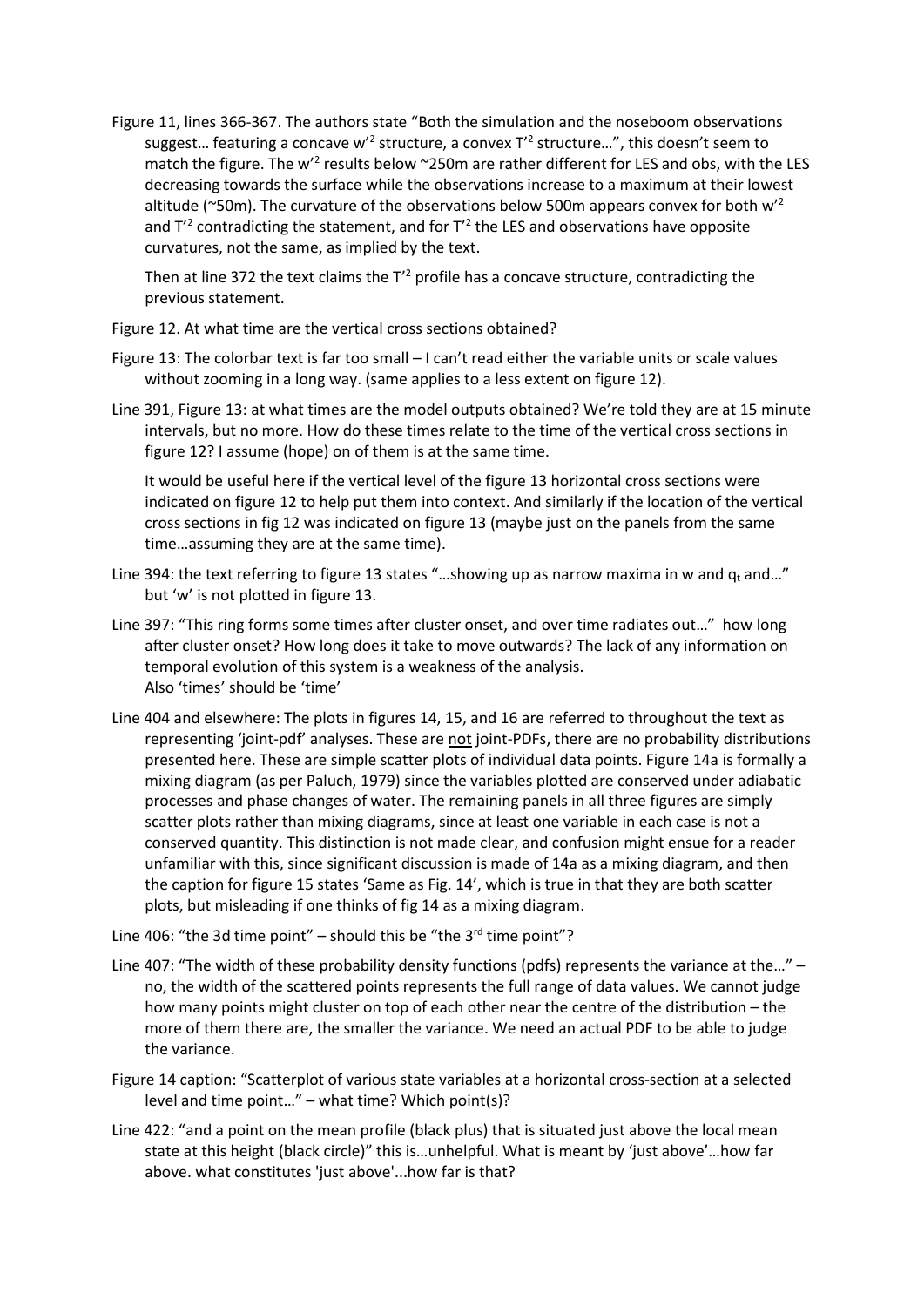Figure 11, lines 366-367. The authors state "Both the simulation and the noseboom observations suggest… featuring a concave $w'^2$ structure, a convex $T'^2$ structure…", this doesn't seem to match the figure. The $w'^2$ results below ~250m are rather different for LES and obs, with the LES decreasing towards the surface while the observations increase to a maximum at their lowest altitude (~50m). The curvature of the observations below 500m appears convex for both $w'^2$ and $T'^2$ contradicting the statement, and for $T'^2$ the LES and observations have opposite curvatures, not the same, as implied by the text.

Then at line 372 the text claims the $T'^2$ profile has a concave structure, contradicting the previous statement.

Figure 12. At what time are the vertical cross sections obtained?

Figure 13: The colorbar text is far too small – I can't read either the variable units or scale values without zooming in a long way. (same applies to a less extent on figure 12).

Line 391, Figure 13: at what times are the model outputs obtained? We're told they are at 15 minute intervals, but no more. How do these times relate to the time of the vertical cross sections in figure 12? I assume (hope) on of them is at the same time.

It would be useful here if the vertical level of the figure 13 horizontal cross sections were indicated on figure 12 to help put them into context. And similarly if the location of the vertical cross sections in fig 12 was indicated on figure 13 (maybe just on the panels from the same time…assuming they are at the same time).

Line 394: the text referring to figure 13 states "…showing up as narrow maxima in w and $q_t$ and…" but 'w' is not plotted in figure 13.

Line 397: "This ring forms some times after cluster onset, and over time radiates out…" how long after cluster onset? How long does it take to move outwards? The lack of any information on temporal evolution of this system is a weakness of the analysis.
Also 'times' should be 'time'

Line 404 and elsewhere: The plots in figures 14, 15, and 16 are referred to throughout the text as representing 'joint-pdf' analyses. These are <u>not</u> joint-PDFs, there are no probability distributions presented here. These are simple scatter plots of individual data points. Figure 14a is formally a mixing diagram (as per Paluch, 1979) since the variables plotted are conserved under adiabatic processes and phase changes of water. The remaining panels in all three figures are simply scatter plots rather than mixing diagrams, since at least one variable in each case is not a conserved quantity. This distinction is not made clear, and confusion might ensue for a reader unfamiliar with this, since significant discussion is made of 14a as a mixing diagram, and then the caption for figure 15 states 'Same as Fig. 14', which is true in that they are both scatter plots, but misleading if one thinks of fig 14 as a mixing diagram.

Line 406: "the 3d time point" – should this be "the 3rd time point"?

Line 407: "The width of these probability density functions (pdfs) represents the variance at the…" – no, the width of the scattered points represents the full range of data values. We cannot judge how many points might cluster on top of each other near the centre of the distribution – the more of them there are, the smaller the variance. We need an actual PDF to be able to judge the variance.

Figure 14 caption: "Scatterplot of various state variables at a horizontal cross-section at a selected level and time point…" – what time? Which point(s)?

Line 422: "and a point on the mean profile (black plus) that is situated just above the local mean state at this height (black circle)" this is…unhelpful. What is meant by 'just above'…how far above. what constitutes 'just above'...how far is that?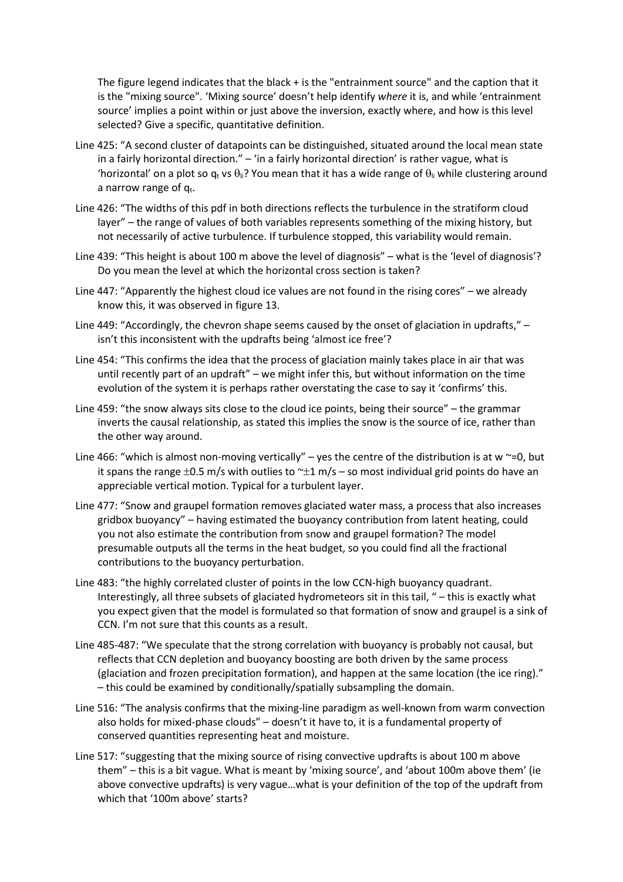The figure legend indicates that the black + is the "entrainment source" and the caption that it is the "mixing source". 'Mixing source' doesn't help identify *where* it is, and while 'entrainment source' implies a point within or just above the inversion, exactly where, and how is this level selected? Give a specific, quantitative definition.

Line 425: "A second cluster of datapoints can be distinguished, situated around the local mean state in a fairly horizontal direction." – 'in a fairly horizontal direction' is rather vague, what is 'horizontal' on a plot so $q_t$ vs $\theta_{li}$? You mean that it has a wide range of $\theta_{li}$ while clustering around a narrow range of $q_t$.

Line 426: "The widths of this pdf in both directions reflects the turbulence in the stratiform cloud layer" – the range of values of both variables represents something of the mixing history, but not necessarily of active turbulence. If turbulence stopped, this variability would remain.

Line 439: "This height is about 100 m above the level of diagnosis" – what is the 'level of diagnosis'? Do you mean the level at which the horizontal cross section is taken?

Line 447: "Apparently the highest cloud ice values are not found in the rising cores" – we already know this, it was observed in figure 13.

Line 449: "Accordingly, the chevron shape seems caused by the onset of glaciation in updrafts," – isn't this inconsistent with the updrafts being 'almost ice free'?

Line 454: "This confirms the idea that the process of glaciation mainly takes place in air that was until recently part of an updraft" – we might infer this, but without information on the time evolution of the system it is perhaps rather overstating the case to say it 'confirms' this.

Line 459: "the snow always sits close to the cloud ice points, being their source" – the grammar inverts the causal relationship, as stated this implies the snow is the source of ice, rather than the other way around.

Line 466: "which is almost non-moving vertically" – yes the centre of the distribution is at w ~=0, but it spans the range $\pm$0.5 m/s with outlies to ~$\pm$1 m/s – so most individual grid points do have an appreciable vertical motion. Typical for a turbulent layer.

Line 477: "Snow and graupel formation removes glaciated water mass, a process that also increases gridbox buoyancy" – having estimated the buoyancy contribution from latent heating, could you not also estimate the contribution from snow and graupel formation? The model presumable outputs all the terms in the heat budget, so you could find all the fractional contributions to the buoyancy perturbation.

Line 483: "the highly correlated cluster of points in the low CCN-high buoyancy quadrant. Interestingly, all three subsets of glaciated hydrometeors sit in this tail, " – this is exactly what you expect given that the model is formulated so that formation of snow and graupel is a sink of CCN. I'm not sure that this counts as a result.

Line 485-487: "We speculate that the strong correlation with buoyancy is probably not causal, but reflects that CCN depletion and buoyancy boosting are both driven by the same process (glaciation and frozen precipitation formation), and happen at the same location (the ice ring)." – this could be examined by conditionally/spatially subsampling the domain.

Line 516: "The analysis confirms that the mixing-line paradigm as well-known from warm convection also holds for mixed-phase clouds" – doesn't it have to, it is a fundamental property of conserved quantities representing heat and moisture.

Line 517: "suggesting that the mixing source of rising convective updrafts is about 100 m above them" – this is a bit vague. What is meant by 'mixing source', and 'about 100m above them' (ie above convective updrafts) is very vague…what is your definition of the top of the updraft from which that '100m above' starts?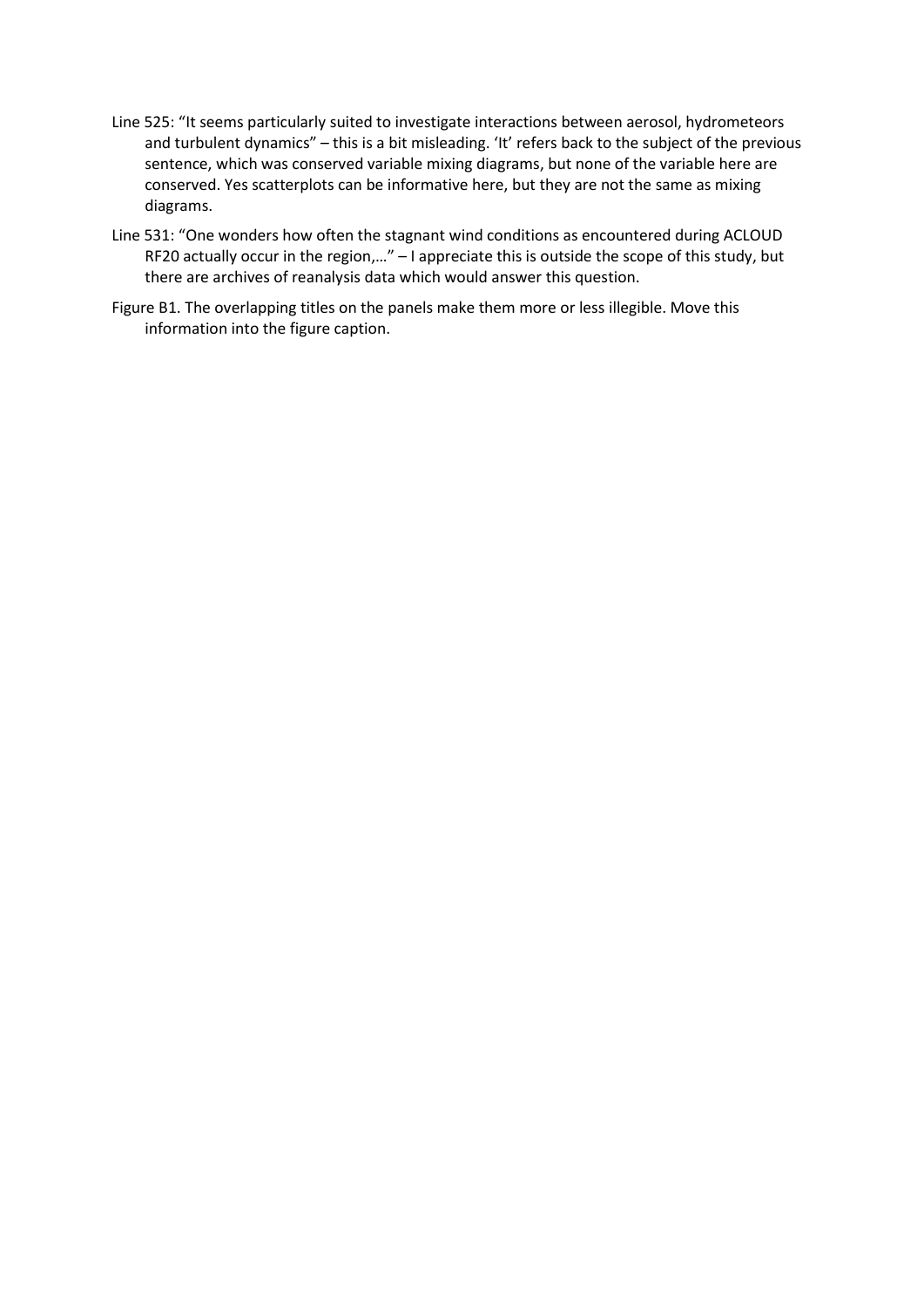Line 525: "It seems particularly suited to investigate interactions between aerosol, hydrometeors and turbulent dynamics" – this is a bit misleading. 'It' refers back to the subject of the previous sentence, which was conserved variable mixing diagrams, but none of the variable here are conserved. Yes scatterplots can be informative here, but they are not the same as mixing diagrams.

Line 531: "One wonders how often the stagnant wind conditions as encountered during ACLOUD RF20 actually occur in the region,…" – I appreciate this is outside the scope of this study, but there are archives of reanalysis data which would answer this question.

Figure B1. The overlapping titles on the panels make them more or less illegible. Move this information into the figure caption.